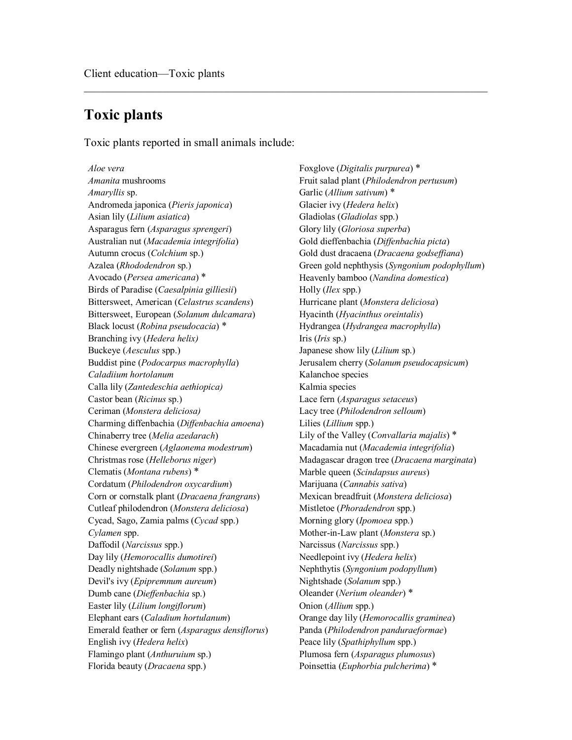# Toxic plants

Toxic plants reported in small animals include:

*Aloe vera*
*Amanita* mushrooms
*Amaryllis* sp.
Andromeda japonica (*Pieris japonica*)
Asian lily (*Lilium asiatica*)
Asparagus fern (*Asparagus sprengeri*)
Australian nut (*Macademia integrifolia*)
Autumn crocus (*Colchium* sp.)
Azalea (*Rhododendron* sp.)
Avocado (*Persea americana*) *
Birds of Paradise (*Caesalpinia gilliesii*)
Bittersweet, American (*Celastrus scandens*)
Bittersweet, European (*Solanum dulcamara*)
Black locust (*Robina pseudocacia*) *
Branching ivy (*Hedera helix)*
Buckeye (*Aesculus* spp.)
Buddist pine (*Podocarpus macrophylla*)
*Caladiium hortolanum*
Calla lily (*Zantedeschia aethiopica)*
Castor bean (*Ricinus* sp.)
Ceriman (*Monstera deliciosa)*
Charming diffenbachia (*Diffenbachia amoena*)
Chinaberry tree (*Melia azedarach*)
Chinese evergreen (*Aglaonema modestrum*)
Christmas rose (*Helleborus niger*)
Clematis (*Montana rubens*) *
Cordatum (*Philodendron oxycardium*)
Corn or cornstalk plant (*Dracaena frangrans*)
Cutleaf philodendron (*Monstera deliciosa*)
Cycad, Sago, Zamia palms (*Cycad* spp.)
*Cylamen* spp.
Daffodil (*Narcissus* spp.)
Day lily (*Hemorocallis dumotirei*)
Deadly nightshade (*Solanum* spp.)
Devil's ivy (*Epipremnum aureum*)
Dumb cane (*Dieffenbachia* sp.)
Easter lily (*Lilium longiflorum*)
Elephant ears (*Caladium hortulanum*)
Emerald feather or fern (*Asparagus densiflorus*)
English ivy (*Hedera helix*)
Flamingo plant (*Anthuruium* sp.)
Florida beauty (*Dracaena* spp.)
Foxglove (*Digitalis purpurea*) *
Fruit salad plant (*Philodendron pertusum*)
Garlic (*Allium sativum*) *
Glacier ivy (*Hedera helix*)
Gladiolas (*Gladiolas* spp.)
Glory lily (*Gloriosa superba*)
Gold dieffenbachia (*Diffenbachia picta*)
Gold dust dracaena (*Dracaena godseffiana*)
Green gold nephthysis (*Syngonium podophyllum*)
Heavenly bamboo (*Nandina domestica*)
Holly (*Ilex* spp.)
Hurricane plant (*Monstera deliciosa*)
Hyacinth (*Hyacinthus oreintalis*)
Hydrangea (*Hydrangea macrophylla*)
Iris (*Iris* sp.)
Japanese show lily (*Lilium* sp.)
Jerusalem cherry (*Solanum pseudocapsicum*)
Kalanchoe species
Kalmia species
Lace fern (*Asparagus setaceus*)
Lacy tree (*Philodendron selloum*)
Lilies (*Lillium* spp.)
Lily of the Valley (*Convallaria majalis*) *
Macadamia nut (*Macademia integrifolia*)
Madagascar dragon tree (*Dracaena marginata*)
Marble queen (*Scindapsus aureus*)
Marijuana (*Cannabis sativa*)
Mexican breadfruit (*Monstera deliciosa*)
Mistletoe (*Phoradendron* spp.)
Morning glory (*Ipomoea* spp.)
Mother-in-Law plant (*Monstera* sp.)
Narcissus (*Narcissus* spp.)
Needlepoint ivy (*Hedera helix*)
Nephthytis (*Syngonium podopyllum*)
Nightshade (*Solanum* spp.)
Oleander (*Nerium oleander*) *
Onion (*Allium* spp.)
Orange day lily (*Hemorocallis graminea*)
Panda (*Philodendron panduraeformae*)
Peace lily (*Spathiphyllum* spp.)
Plumosa fern (*Asparagus plumosus*)
Poinsettia (*Euphorbia pulcherima*) *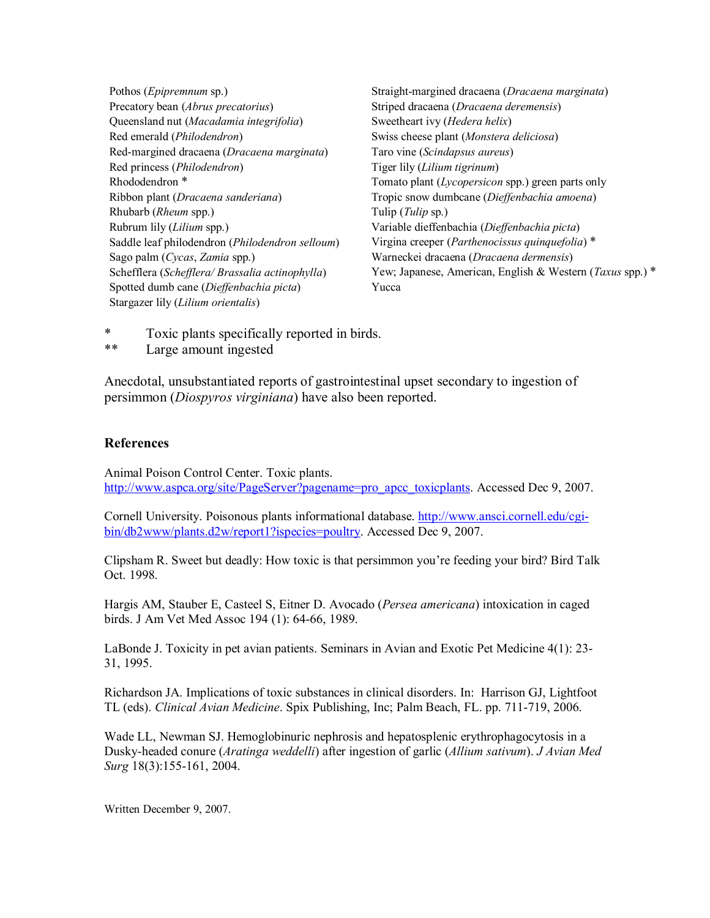Pothos (*Epipremnum* sp.)
Precatory bean (*Abrus precatorius*)
Queensland nut (*Macadamia integrifolia*)
Red emerald (*Philodendron*)
Red-margined dracaena (*Dracaena marginata*)
Red princess (*Philodendron*)
Rhododendron *
Ribbon plant (*Dracaena sanderiana*)
Rhubarb (*Rheum* spp.)
Rubrum lily (*Lilium* spp.)
Saddle leaf philodendron (*Philodendron selloum*)
Sago palm (*Cycas*, *Zamia* spp.)
Schefflera (*Schefflera/ Brassalia actinophylla*)
Spotted dumb cane (*Dieffenbachia picta*)
Stargazer lily (*Lilium orientalis*)
Straight-margined dracaena (*Dracaena marginata*)
Striped dracaena (*Dracaena deremensis*)
Sweetheart ivy (*Hedera helix*)
Swiss cheese plant (*Monstera deliciosa*)
Taro vine (*Scindapsus aureus*)
Tiger lily (*Lilium tigrinum*)
Tomato plant (*Lycopersicon* spp.) green parts only
Tropic snow dumbcane (*Dieffenbachia amoena*)
Tulip (*Tulip* sp.)
Variable dieffenbachia (*Dieffenbachia picta*)
Virgina creeper (*Parthenocissus quinquefolia*) *
Warneckei dracaena (*Dracaena dermensis*)
Yew; Japanese, American, English & Western (*Taxus* spp.) *
Yucca

\* Toxic plants specifically reported in birds.
\*\* Large amount ingested

Anecdotal, unsubstantiated reports of gastrointestinal upset secondary to ingestion of persimmon (*Diospyros virginiana*) have also been reported.

## References

Animal Poison Control Center. Toxic plants. http://www.aspca.org/site/PageServer?pagename=pro_apcc_toxicplants. Accessed Dec 9, 2007.

Cornell University. Poisonous plants informational database. http://www.ansci.cornell.edu/cgi-bin/db2www/plants.d2w/report1?ispecies=poultry. Accessed Dec 9, 2007.

Clipsham R. Sweet but deadly: How toxic is that persimmon you're feeding your bird? Bird Talk Oct. 1998.

Hargis AM, Stauber E, Casteel S, Eitner D. Avocado (*Persea americana*) intoxication in caged birds. J Am Vet Med Assoc 194 (1): 64-66, 1989.

LaBonde J. Toxicity in pet avian patients. Seminars in Avian and Exotic Pet Medicine 4(1): 23-31, 1995.

Richardson JA. Implications of toxic substances in clinical disorders. In: Harrison GJ, Lightfoot TL (eds). *Clinical Avian Medicine*. Spix Publishing, Inc; Palm Beach, FL. pp. 711-719, 2006.

Wade LL, Newman SJ. Hemoglobinuric nephrosis and hepatosplenic erythrophagocytosis in a Dusky-headed conure (*Aratinga weddelli*) after ingestion of garlic (*Allium sativum*). *J Avian Med Surg* 18(3):155-161, 2004.

Written December 9, 2007.